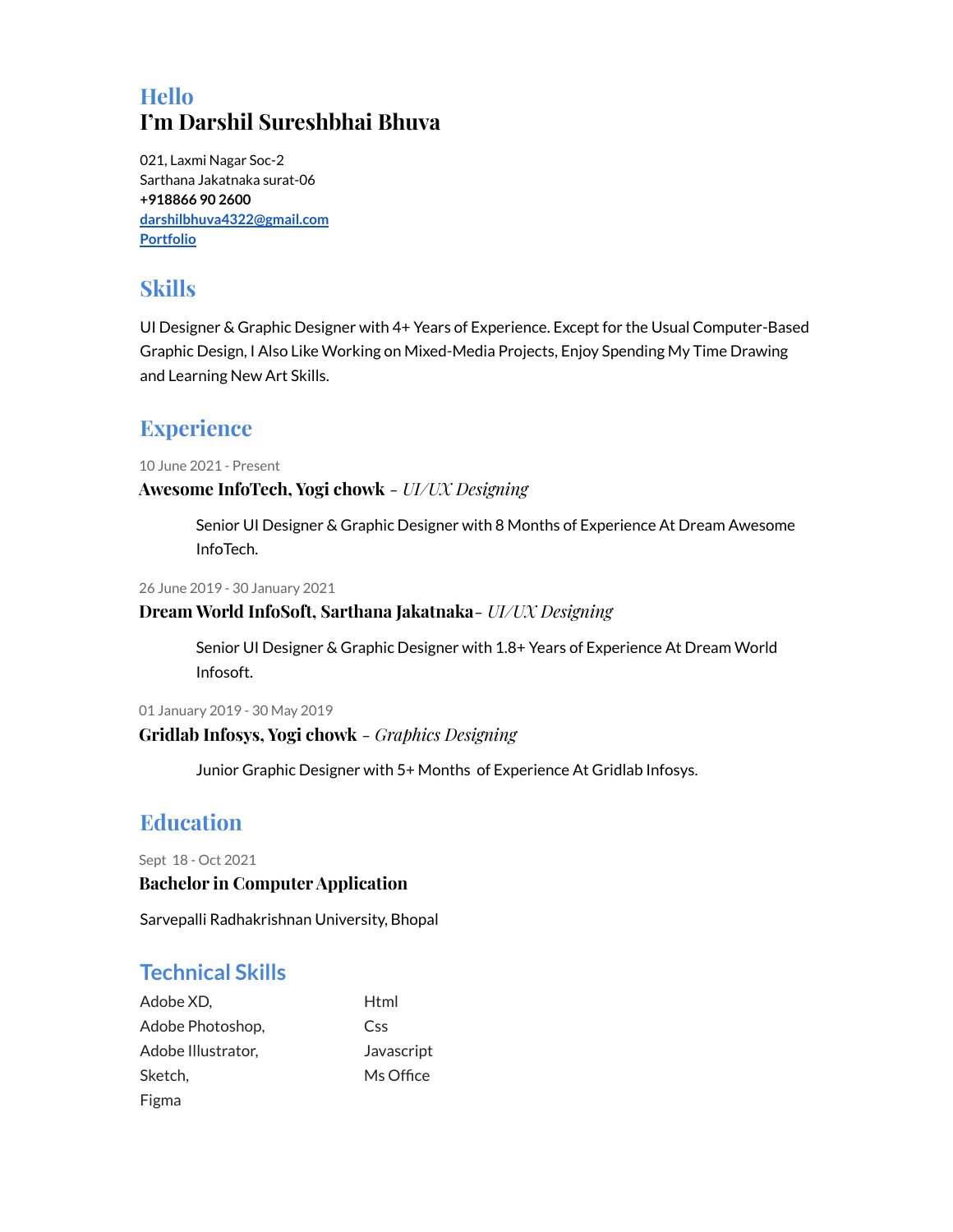## Hello
# I'm Darshil Sureshbhai Bhuva

021, Laxmi Nagar Soc-2
Sarthana Jakatnaka surat-06
**+918866 90 2600**
**[darshilbhuva4322@gmail.com](mailto:darshilbhuva4322@gmail.com)**
**Portfolio**

## Skills

UI Designer & Graphic Designer with 4+ Years of Experience. Except for the Usual Computer-Based Graphic Design, I Also Like Working on Mixed-Media Projects, Enjoy Spending My Time Drawing and Learning New Art Skills.

## Experience

10 June 2021 - Present

### Awesome InfoTech, Yogi chowk – *UI/UX Designing*

Senior UI Designer & Graphic Designer with 8 Months of Experience At Dream Awesome InfoTech.

26 June 2019 - 30 January 2021

### Dream World InfoSoft, Sarthana Jakatnaka– *UI/UX Designing*

Senior UI Designer & Graphic Designer with 1.8+ Years of Experience At Dream World Infosoft.

01 January 2019 - 30 May 2019

### Gridlab Infosys, Yogi chowk – *Graphics Designing*

Junior Graphic Designer with 5+ Months of Experience At Gridlab Infosys.

## Education

Sept 18 - Oct 2021

### Bachelor in Computer Application

Sarvepalli Radhakrishnan University, Bhopal

## Technical Skills

Adobe XD,
Adobe Photoshop,
Adobe Illustrator,
Sketch,
Figma

Html
Css
Javascript
Ms Office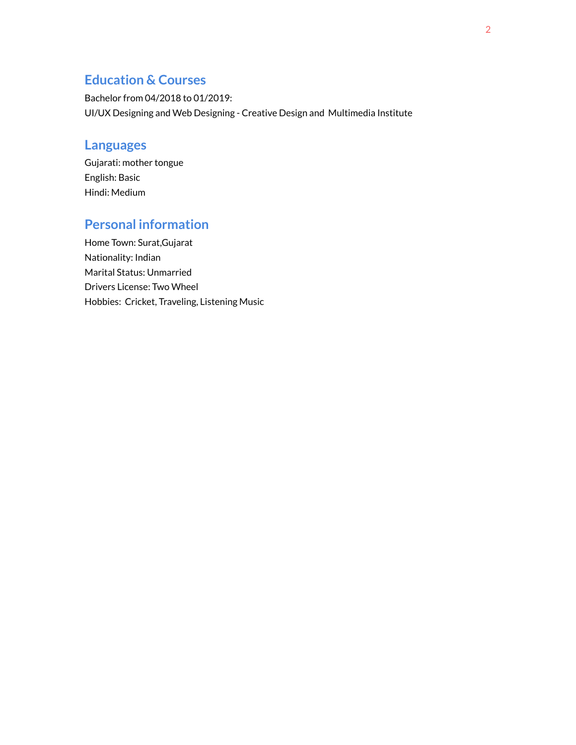## Education & Courses

Bachelor from 04/2018 to 01/2019:
UI/UX Designing and Web Designing - Creative Design and Multimedia Institute

## Languages

Gujarati: mother tongue
English: Basic
Hindi: Medium

## Personal information

Home Town: Surat,Gujarat
Nationality: Indian
Marital Status: Unmarried
Drivers License: Two Wheel
Hobbies: Cricket, Traveling, Listening Music